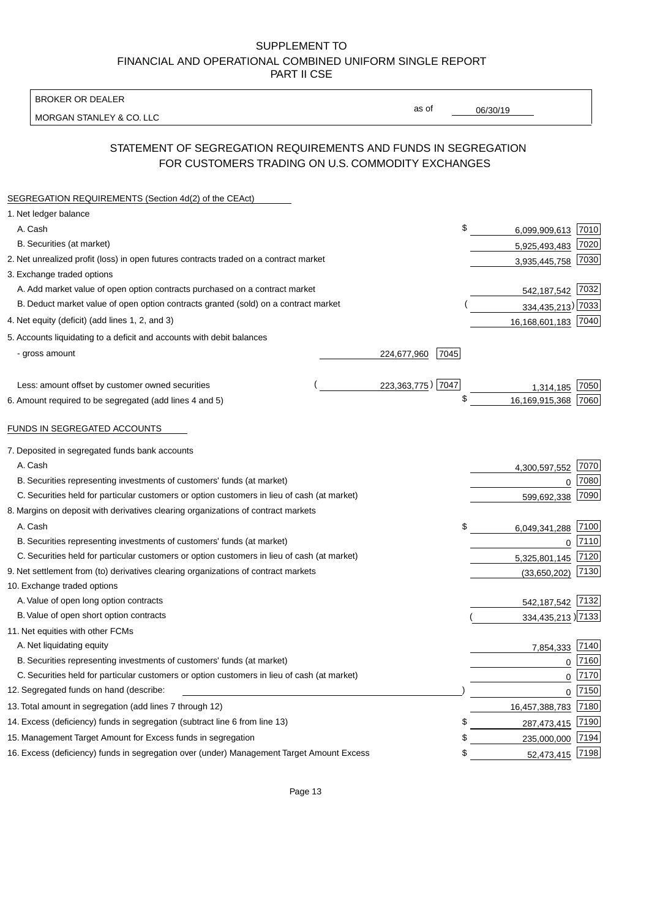SUPPLEMENT TO
FINANCIAL AND OPERATIONAL COMBINED UNIFORM SINGLE REPORT
PART II CSE

BROKER OR DEALER
MORGAN STANLEY & CO. LLC

as of 06/30/19

## STATEMENT OF SEGREGATION REQUIREMENTS AND FUNDS IN SEGREGATION FOR CUSTOMERS TRADING ON U.S. COMMODITY EXCHANGES

SEGREGATION REQUIREMENTS (Section 4d(2) of the CEAct)

| | | | | |
|---|---|---|---|---|
| 1. Net ledger balance | | | | |
| A. Cash | | | $ 6,099,909,613 | 7010 |
| B. Securities (at market) | | | 5,925,493,483 | 7020 |
| 2. Net unrealized profit (loss) in open futures contracts traded on a contract market | | | 3,935,445,758 | 7030 |
| 3. Exchange traded options | | | | |
| A. Add market value of open option contracts purchased on a contract market | | | 542,187,542 | 7032 |
| B. Deduct market value of open option contracts granted (sold) on a contract market | | | (334,435,213) | 7033 |
| 4. Net equity (deficit) (add lines 1, 2, and 3) | | | 16,168,601,183 | 7040 |
| 5. Accounts liquidating to a deficit and accounts with debit balances | | | | |
| - gross amount | 224,677,960 | 7045 | | |
| Less: amount offset by customer owned securities | (223,363,775) | 7047 | 1,314,185 | 7050 |
| 6. Amount required to be segregated (add lines 4 and 5) | | | $ 16,169,915,368 | 7060 |

FUNDS IN SEGREGATED ACCOUNTS

| | | |
|---|---|---|
| 7. Deposited in segregated funds bank accounts | | |
| A. Cash | 4,300,597,552 | 7070 |
| B. Securities representing investments of customers' funds (at market) | 0 | 7080 |
| C. Securities held for particular customers or option customers in lieu of cash (at market) | 599,692,338 | 7090 |
| 8. Margins on deposit with derivatives clearing organizations of contract markets | | |
| A. Cash | $ 6,049,341,288 | 7100 |
| B. Securities representing investments of customers' funds (at market) | 0 | 7110 |
| C. Securities held for particular customers or option customers in lieu of cash (at market) | 5,325,801,145 | 7120 |
| 9. Net settlement from (to) derivatives clearing organizations of contract markets | (33,650,202) | 7130 |
| 10. Exchange traded options | | |
| A. Value of open long option contracts | 542,187,542 | 7132 |
| B. Value of open short option contracts | (334,435,213) | 7133 |
| 11. Net equities with other FCMs | | |
| A. Net liquidating equity | 7,854,333 | 7140 |
| B. Securities representing investments of customers' funds (at market) | 0 | 7160 |
| C. Securities held for particular customers or option customers in lieu of cash (at market) | 0 | 7170 |
| 12. Segregated funds on hand (describe: ) | 0 | 7150 |
| 13. Total amount in segregation (add lines 7 through 12) | 16,457,388,783 | 7180 |
| 14. Excess (deficiency) funds in segregation (subtract line 6 from line 13) | $ 287,473,415 | 7190 |
| 15. Management Target Amount for Excess funds in segregation | $ 235,000,000 | 7194 |
| 16. Excess (deficiency) funds in segregation over (under) Management Target Amount Excess | $ 52,473,415 | 7198 |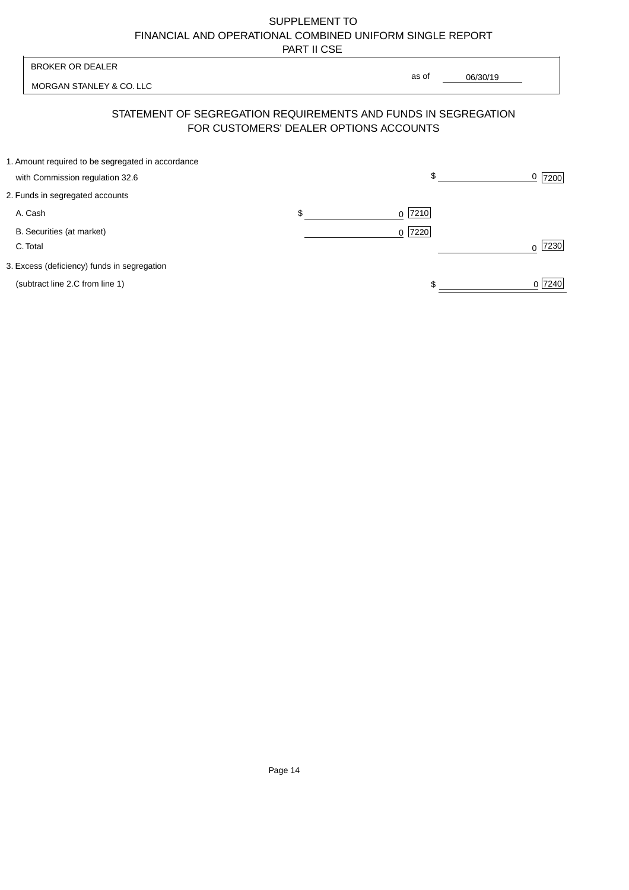SUPPLEMENT TO
FINANCIAL AND OPERATIONAL COMBINED UNIFORM SINGLE REPORT
PART II CSE

BROKER OR DEALER

MORGAN STANLEY & CO. LLC

as of 06/30/19

## STATEMENT OF SEGREGATION REQUIREMENTS AND FUNDS IN SEGREGATION FOR CUSTOMERS' DEALER OPTIONS ACCOUNTS

| | | |
|---|---|---|
| 1. Amount required to be segregated in accordance with Commission regulation 32.6 | | $ 0 [7200] |
| 2. Funds in segregated accounts | | |
| A. Cash | $ 0 [7210] | |
| B. Securities (at market) | 0 [7220] | |
| C. Total | | 0 [7230] |
| 3. Excess (deficiency) funds in segregation (subtract line 2.C from line 1) | | $ 0 [7240] |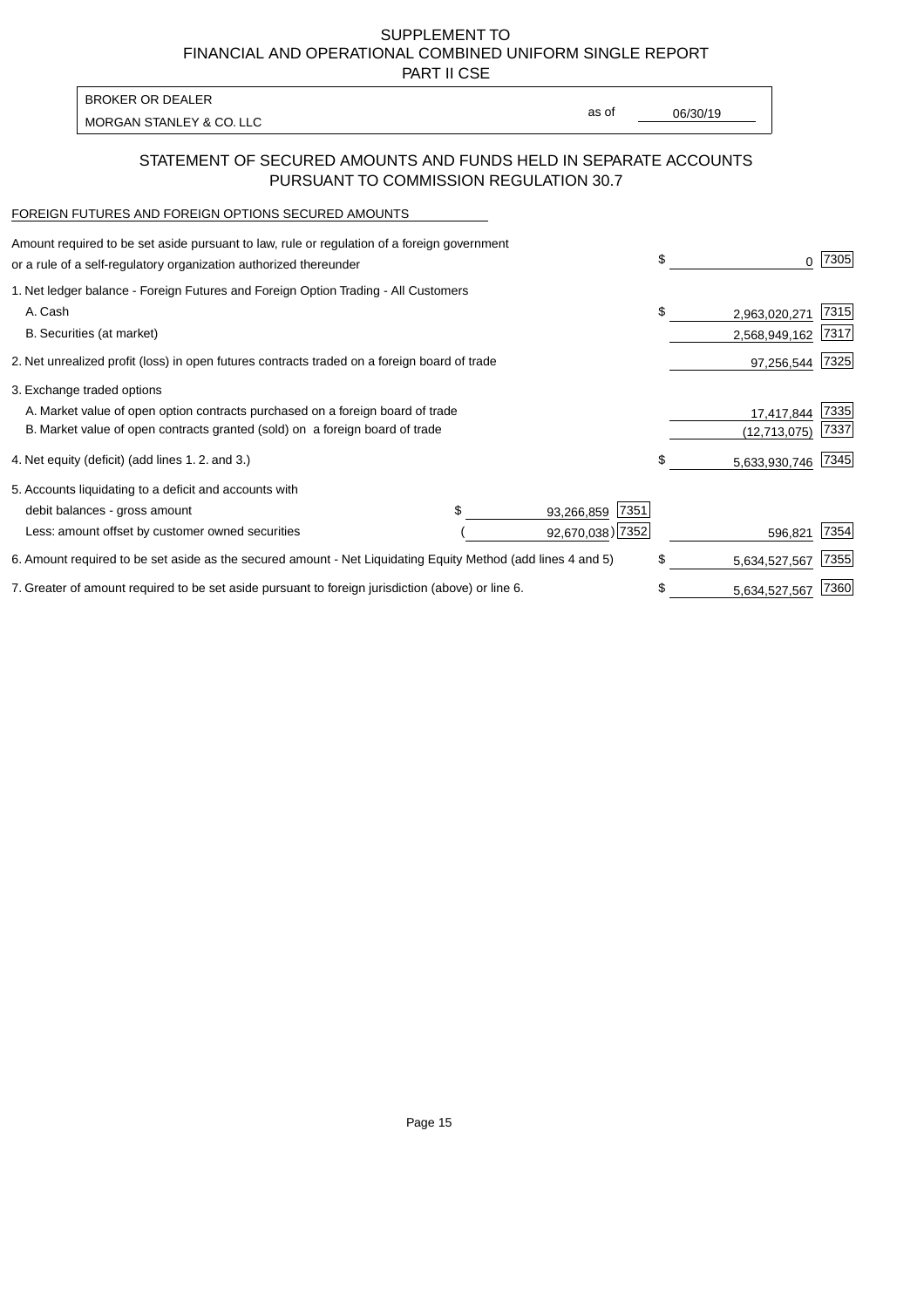SUPPLEMENT TO
FINANCIAL AND OPERATIONAL COMBINED UNIFORM SINGLE REPORT
PART II CSE

BROKER OR DEALER
MORGAN STANLEY & CO. LLC

as of 06/30/19

## STATEMENT OF SECURED AMOUNTS AND FUNDS HELD IN SEPARATE ACCOUNTS PURSUANT TO COMMISSION REGULATION 30.7

FOREIGN FUTURES AND FOREIGN OPTIONS SECURED AMOUNTS

| | | | | |
|---|---|---|---|---|
| Amount required to be set aside pursuant to law, rule or regulation of a foreign government or a rule of a self-regulatory organization authorized thereunder | | | $ 0 | 7305 |
| 1. Net ledger balance - Foreign Futures and Foreign Option Trading - All Customers | | | | |
| A. Cash | | | $ 2,963,020,271 | 7315 |
| B. Securities (at market) | | | 2,568,949,162 | 7317 |
| 2. Net unrealized profit (loss) in open futures contracts traded on a foreign board of trade | | | 97,256,544 | 7325 |
| 3. Exchange traded options | | | | |
| A. Market value of open option contracts purchased on a foreign board of trade | | | 17,417,844 | 7335 |
| B. Market value of open contracts granted (sold) on a foreign board of trade | | | (12,713,075) | 7337 |
| 4. Net equity (deficit) (add lines 1. 2. and 3.) | | | $ 5,633,930,746 | 7345 |
| 5. Accounts liquidating to a deficit and accounts with | | | | |
| debit balances - gross amount | $ 93,266,859 | 7351 | | |
| Less: amount offset by customer owned securities | ( 92,670,038) | 7352 | 596,821 | 7354 |
| 6. Amount required to be set aside as the secured amount - Net Liquidating Equity Method (add lines 4 and 5) | | | $ 5,634,527,567 | 7355 |
| 7. Greater of amount required to be set aside pursuant to foreign jurisdiction (above) or line 6. | | | $ 5,634,527,567 | 7360 |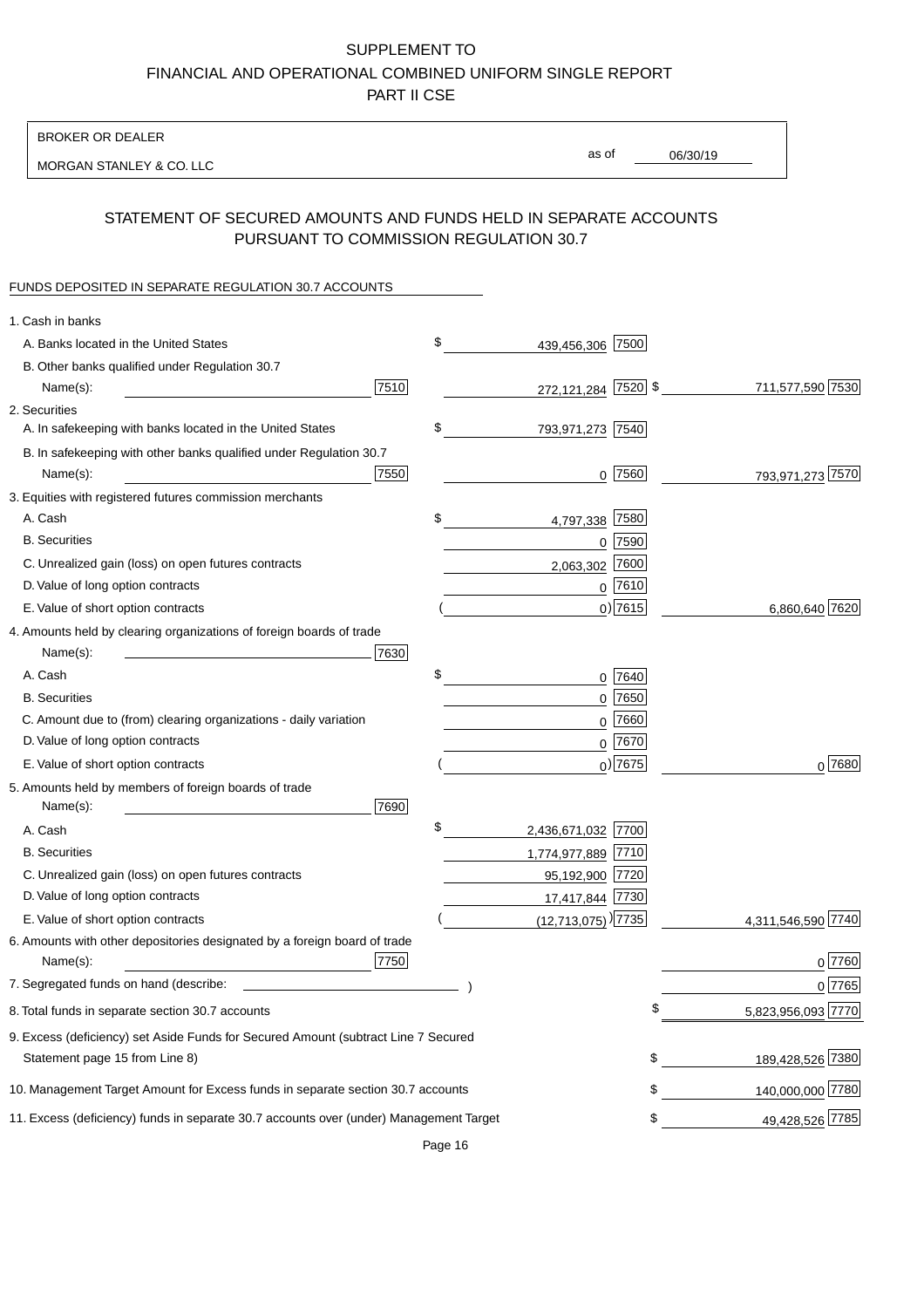# SUPPLEMENT TO
# FINANCIAL AND OPERATIONAL COMBINED UNIFORM SINGLE REPORT
# PART II CSE

BROKER OR DEALER

MORGAN STANLEY & CO. LLC

as of 06/30/19

## STATEMENT OF SECURED AMOUNTS AND FUNDS HELD IN SEPARATE ACCOUNTS PURSUANT TO COMMISSION REGULATION 30.7

FUNDS DEPOSITED IN SEPARATE REGULATION 30.7 ACCOUNTS

| | | | |
|---|---|---|---|
| 1. Cash in banks | | | |
| A. Banks located in the United States | | $ 439,456,306 [7500] | |
| B. Other banks qualified under Regulation 30.7 Name(s): | [7510] | 272,121,284 [7520] | $ 711,577,590 [7530] |
| 2. Securities | | | |
| A. In safekeeping with banks located in the United States | | $ 793,971,273 [7540] | |
| B. In safekeeping with other banks qualified under Regulation 30.7 Name(s): | [7550] | 0 [7560] | 793,971,273 [7570] |
| 3. Equities with registered futures commission merchants | | | |
| A. Cash | | $ 4,797,338 [7580] | |
| B. Securities | | 0 [7590] | |
| C. Unrealized gain (loss) on open futures contracts | | 2,063,302 [7600] | |
| D. Value of long option contracts | | 0 [7610] | |
| E. Value of short option contracts | | ( 0) [7615] | 6,860,640 [7620] |
| 4. Amounts held by clearing organizations of foreign boards of trade Name(s): | [7630] | | |
| A. Cash | | $ 0 [7640] | |
| B. Securities | | 0 [7650] | |
| C. Amount due to (from) clearing organizations - daily variation | | 0 [7660] | |
| D. Value of long option contracts | | 0 [7670] | |
| E. Value of short option contracts | | ( 0) [7675] | 0 [7680] |
| 5. Amounts held by members of foreign boards of trade Name(s): | [7690] | | |
| A. Cash | | $ 2,436,671,032 [7700] | |
| B. Securities | | 1,774,977,889 [7710] | |
| C. Unrealized gain (loss) on open futures contracts | | 95,192,900 [7720] | |
| D. Value of long option contracts | | 17,417,844 [7730] | |
| E. Value of short option contracts | | ( (12,713,075) ) [7735] | 4,311,546,590 [7740] |
| 6. Amounts with other depositories designated by a foreign board of trade Name(s): | [7750] | | 0 [7760] |
| 7. Segregated funds on hand (describe: ) | | | 0 [7765] |
| 8. Total funds in separate section 30.7 accounts | | | $ 5,823,956,093 [7770] |
| 9. Excess (deficiency) set Aside Funds for Secured Amount (subtract Line 7 Secured Statement page 15 from Line 8) | | | $ 189,428,526 [7380] |
| 10. Management Target Amount for Excess funds in separate section 30.7 accounts | | | $ 140,000,000 [7780] |
| 11. Excess (deficiency) funds in separate 30.7 accounts over (under) Management Target | | | $ 49,428,526 [7785] |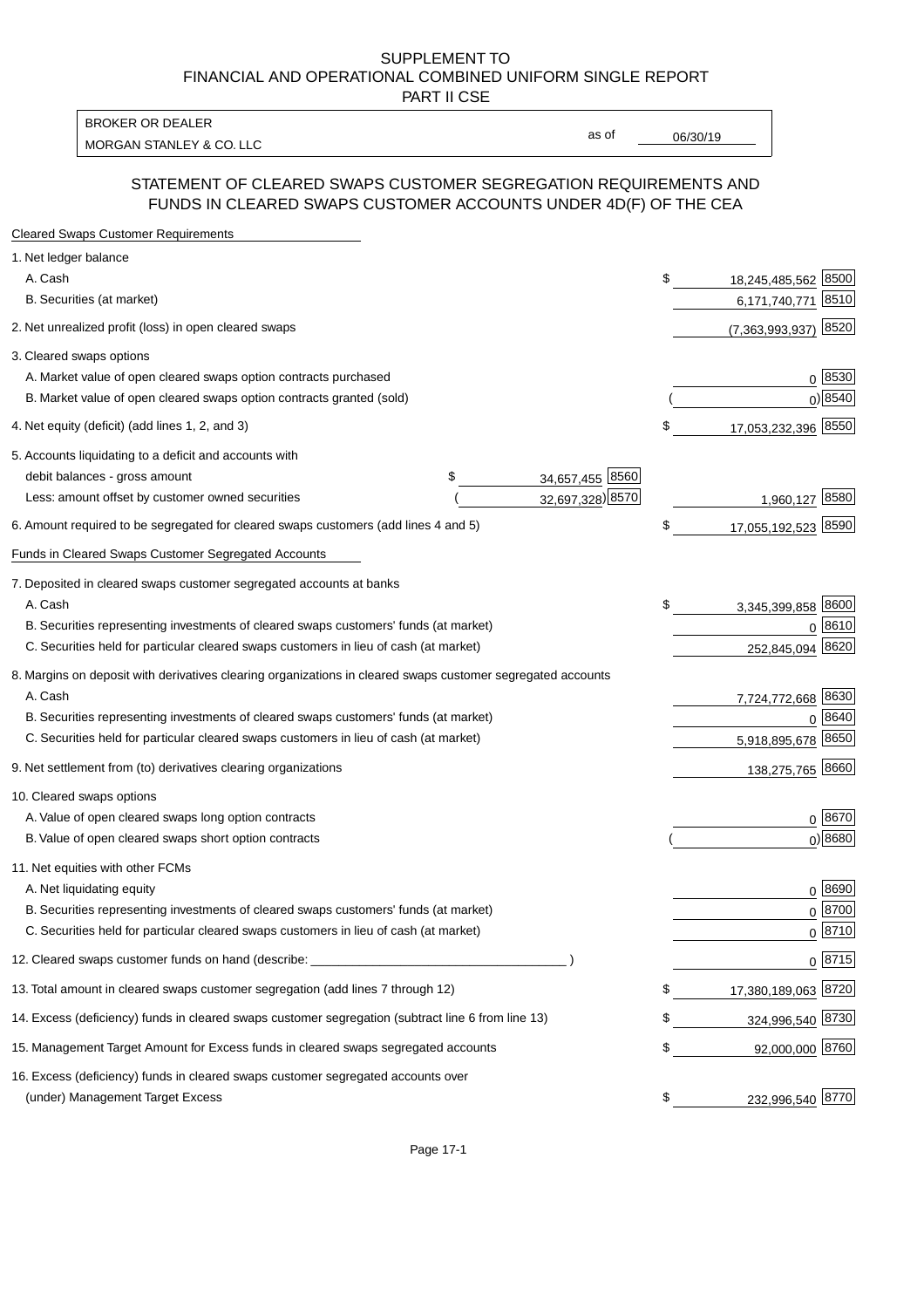SUPPLEMENT TO
FINANCIAL AND OPERATIONAL COMBINED UNIFORM SINGLE REPORT
PART II CSE

| | |
|---|---|
| BROKER OR DEALER<br>MORGAN STANLEY & CO. LLC | as of 06/30/19 |

## STATEMENT OF CLEARED SWAPS CUSTOMER SEGREGATION REQUIREMENTS AND FUNDS IN CLEARED SWAPS CUSTOMER ACCOUNTS UNDER 4D(F) OF THE CEA

| | | | | |
|---|---|---|---|---|
| **Cleared Swaps Customer Requirements** | | | | |
| 1. Net ledger balance | | | | |
| A. Cash | | | $ 18,245,485,562 | 8500 |
| B. Securities (at market) | | | 6,171,740,771 | 8510 |
| 2. Net unrealized profit (loss) in open cleared swaps | | | (7,363,993,937) | 8520 |
| 3. Cleared swaps options | | | | |
| A. Market value of open cleared swaps option contracts purchased | | | 0 | 8530 |
| B. Market value of open cleared swaps option contracts granted (sold) | | | ( 0) | 8540 |
| 4. Net equity (deficit) (add lines 1, 2, and 3) | | | $ 17,053,232,396 | 8550 |
| 5. Accounts liquidating to a deficit and accounts with | | | | |
| debit balances - gross amount | $ 34,657,455 | 8560 | | |
| Less: amount offset by customer owned securities | ( 32,697,328) | 8570 | 1,960,127 | 8580 |
| 6. Amount required to be segregated for cleared swaps customers (add lines 4 and 5) | | | $ 17,055,192,523 | 8590 |
| **Funds in Cleared Swaps Customer Segregated Accounts** | | | | |
| 7. Deposited in cleared swaps customer segregated accounts at banks | | | | |
| A. Cash | | | $ 3,345,399,858 | 8600 |
| B. Securities representing investments of cleared swaps customers' funds (at market) | | | 0 | 8610 |
| C. Securities held for particular cleared swaps customers in lieu of cash (at market) | | | 252,845,094 | 8620 |
| 8. Margins on deposit with derivatives clearing organizations in cleared swaps customer segregated accounts | | | | |
| A. Cash | | | 7,724,772,668 | 8630 |
| B. Securities representing investments of cleared swaps customers' funds (at market) | | | 0 | 8640 |
| C. Securities held for particular cleared swaps customers in lieu of cash (at market) | | | 5,918,895,678 | 8650 |
| 9. Net settlement from (to) derivatives clearing organizations | | | 138,275,765 | 8660 |
| 10. Cleared swaps options | | | | |
| A. Value of open cleared swaps long option contracts | | | 0 | 8670 |
| B. Value of open cleared swaps short option contracts | | | ( 0) | 8680 |
| 11. Net equities with other FCMs | | | | |
| A. Net liquidating equity | | | 0 | 8690 |
| B. Securities representing investments of cleared swaps customers' funds (at market) | | | 0 | 8700 |
| C. Securities held for particular cleared swaps customers in lieu of cash (at market) | | | 0 | 8710 |
| 12. Cleared swaps customer funds on hand (describe: ______ ) | | | 0 | 8715 |
| 13. Total amount in cleared swaps customer segregation (add lines 7 through 12) | | | $ 17,380,189,063 | 8720 |
| 14. Excess (deficiency) funds in cleared swaps customer segregation (subtract line 6 from line 13) | | | $ 324,996,540 | 8730 |
| 15. Management Target Amount for Excess funds in cleared swaps segregated accounts | | | $ 92,000,000 | 8760 |
| 16. Excess (deficiency) funds in cleared swaps customer segregated accounts over (under) Management Target Excess | | | $ 232,996,540 | 8770 |